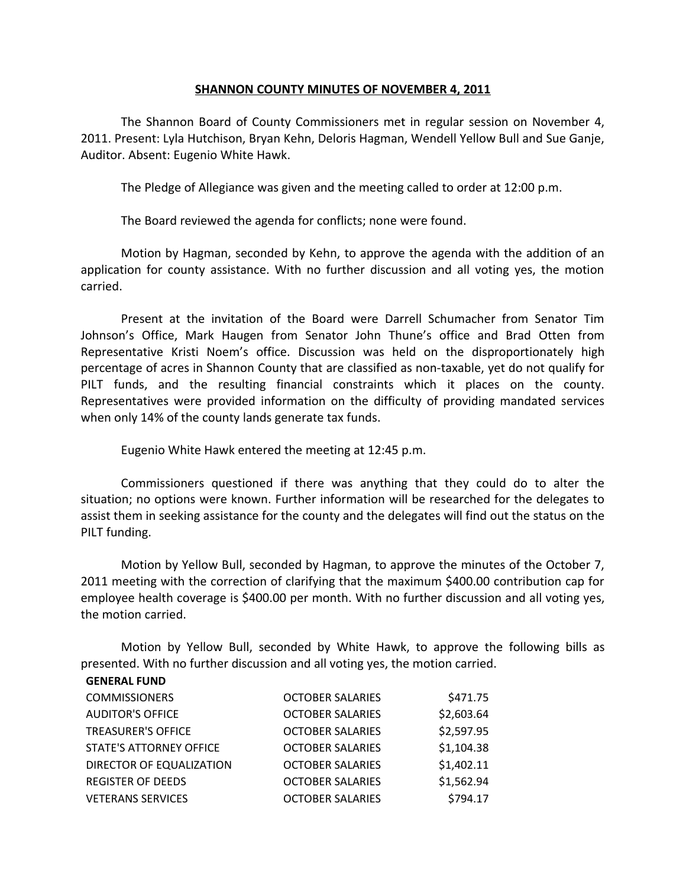# SHANNON COUNTY MINUTES OF NOVEMBER 4, 2011

The Shannon Board of County Commissioners met in regular session on November 4, 2011. Present: Lyla Hutchison, Bryan Kehn, Deloris Hagman, Wendell Yellow Bull and Sue Ganje, Auditor. Absent: Eugenio White Hawk.

The Pledge of Allegiance was given and the meeting called to order at 12:00 p.m.

The Board reviewed the agenda for conflicts; none were found.

Motion by Hagman, seconded by Kehn, to approve the agenda with the addition of an application for county assistance. With no further discussion and all voting yes, the motion carried.

Present at the invitation of the Board were Darrell Schumacher from Senator Tim Johnson's Office, Mark Haugen from Senator John Thune's office and Brad Otten from Representative Kristi Noem's office. Discussion was held on the disproportionately high percentage of acres in Shannon County that are classified as non-taxable, yet do not qualify for PILT funds, and the resulting financial constraints which it places on the county. Representatives were provided information on the difficulty of providing mandated services when only 14% of the county lands generate tax funds.

Eugenio White Hawk entered the meeting at 12:45 p.m.

Commissioners questioned if there was anything that they could do to alter the situation; no options were known. Further information will be researched for the delegates to assist them in seeking assistance for the county and the delegates will find out the status on the PILT funding.

Motion by Yellow Bull, seconded by Hagman, to approve the minutes of the October 7, 2011 meeting with the correction of clarifying that the maximum $400.00 contribution cap for employee health coverage is $400.00 per month. With no further discussion and all voting yes, the motion carried.

Motion by Yellow Bull, seconded by White Hawk, to approve the following bills as presented. With no further discussion and all voting yes, the motion carried.

| **GENERAL FUND** | | |
|---|---|---|
| COMMISSIONERS | OCTOBER SALARIES | $471.75 |
| AUDITOR'S OFFICE | OCTOBER SALARIES | $2,603.64 |
| TREASURER'S OFFICE | OCTOBER SALARIES | $2,597.95 |
| STATE'S ATTORNEY OFFICE | OCTOBER SALARIES | $1,104.38 |
| DIRECTOR OF EQUALIZATION | OCTOBER SALARIES | $1,402.11 |
| REGISTER OF DEEDS | OCTOBER SALARIES | $1,562.94 |
| VETERANS SERVICES | OCTOBER SALARIES | $794.17 |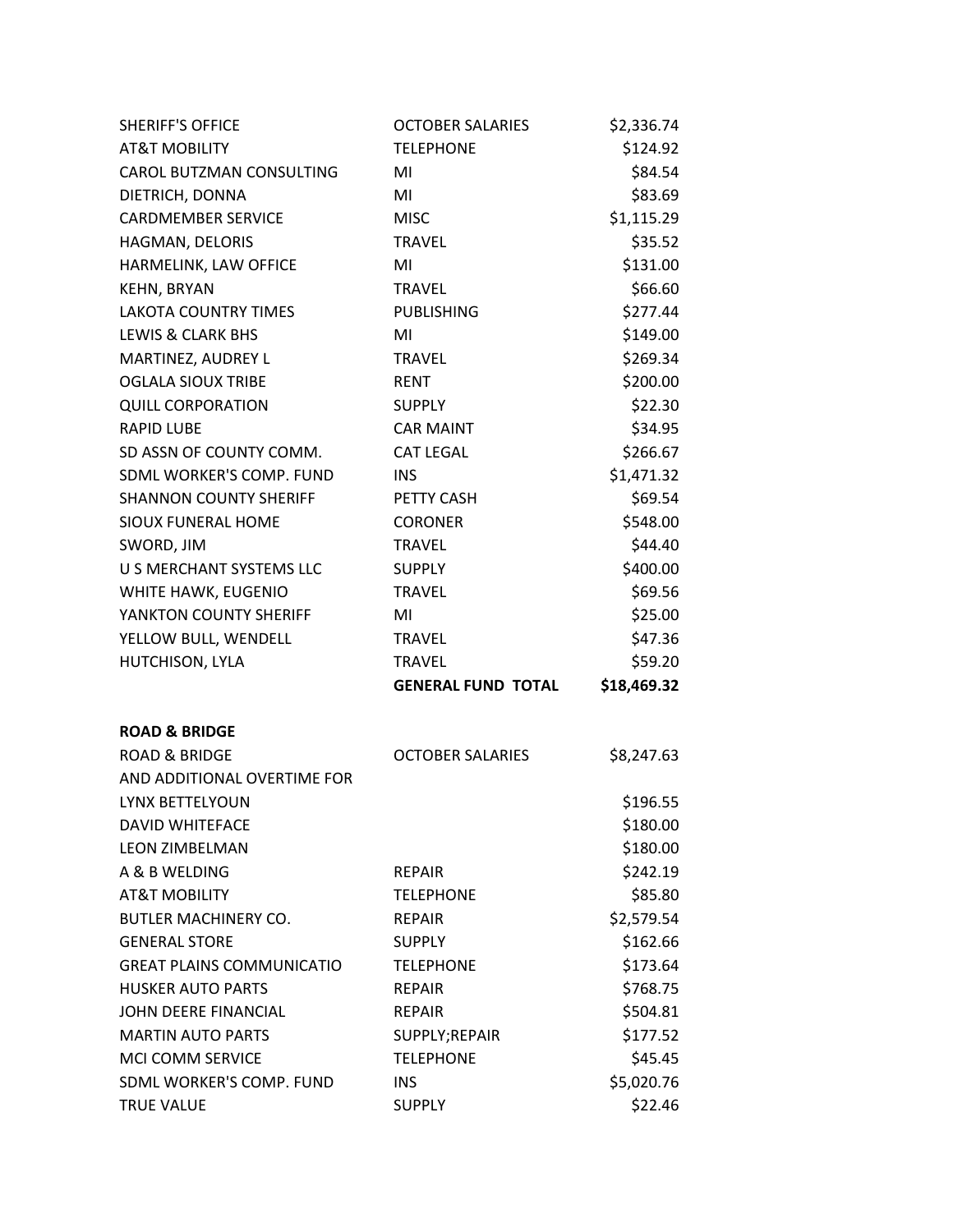| | | |
|---|---|---|
| SHERIFF'S OFFICE | OCTOBER SALARIES | $2,336.74 |
| AT&T MOBILITY | TELEPHONE | $124.92 |
| CAROL BUTZMAN CONSULTING | MI | $84.54 |
| DIETRICH, DONNA | MI | $83.69 |
| CARDMEMBER SERVICE | MISC | $1,115.29 |
| HAGMAN, DELORIS | TRAVEL | $35.52 |
| HARMELINK, LAW OFFICE | MI | $131.00 |
| KEHN, BRYAN | TRAVEL | $66.60 |
| LAKOTA COUNTRY TIMES | PUBLISHING | $277.44 |
| LEWIS & CLARK BHS | MI | $149.00 |
| MARTINEZ, AUDREY L | TRAVEL | $269.34 |
| OGLALA SIOUX TRIBE | RENT | $200.00 |
| QUILL CORPORATION | SUPPLY | $22.30 |
| RAPID LUBE | CAR MAINT | $34.95 |
| SD ASSN OF COUNTY COMM. | CAT LEGAL | $266.67 |
| SDML WORKER'S COMP. FUND | INS | $1,471.32 |
| SHANNON COUNTY SHERIFF | PETTY CASH | $69.54 |
| SIOUX FUNERAL HOME | CORONER | $548.00 |
| SWORD, JIM | TRAVEL | $44.40 |
| U S MERCHANT SYSTEMS LLC | SUPPLY | $400.00 |
| WHITE HAWK, EUGENIO | TRAVEL | $69.56 |
| YANKTON COUNTY SHERIFF | MI | $25.00 |
| YELLOW BULL, WENDELL | TRAVEL | $47.36 |
| HUTCHISON, LYLA | TRAVEL | $59.20 |
| | **GENERAL FUND TOTAL** | **$18,469.32** |

**ROAD & BRIDGE**

| | | |
|---|---|---|
| ROAD & BRIDGE | OCTOBER SALARIES | $8,247.63 |
| AND ADDITIONAL OVERTIME FOR | | |
| LYNX BETTELYOUN | | $196.55 |
| DAVID WHITEFACE | | $180.00 |
| LEON ZIMBELMAN | | $180.00 |
| A & B WELDING | REPAIR | $242.19 |
| AT&T MOBILITY | TELEPHONE | $85.80 |
| BUTLER MACHINERY CO. | REPAIR | $2,579.54 |
| GENERAL STORE | SUPPLY | $162.66 |
| GREAT PLAINS COMMUNICATIO | TELEPHONE | $173.64 |
| HUSKER AUTO PARTS | REPAIR | $768.75 |
| JOHN DEERE FINANCIAL | REPAIR | $504.81 |
| MARTIN AUTO PARTS | SUPPLY;REPAIR | $177.52 |
| MCI COMM SERVICE | TELEPHONE | $45.45 |
| SDML WORKER'S COMP. FUND | INS | $5,020.76 |
| TRUE VALUE | SUPPLY | $22.46 |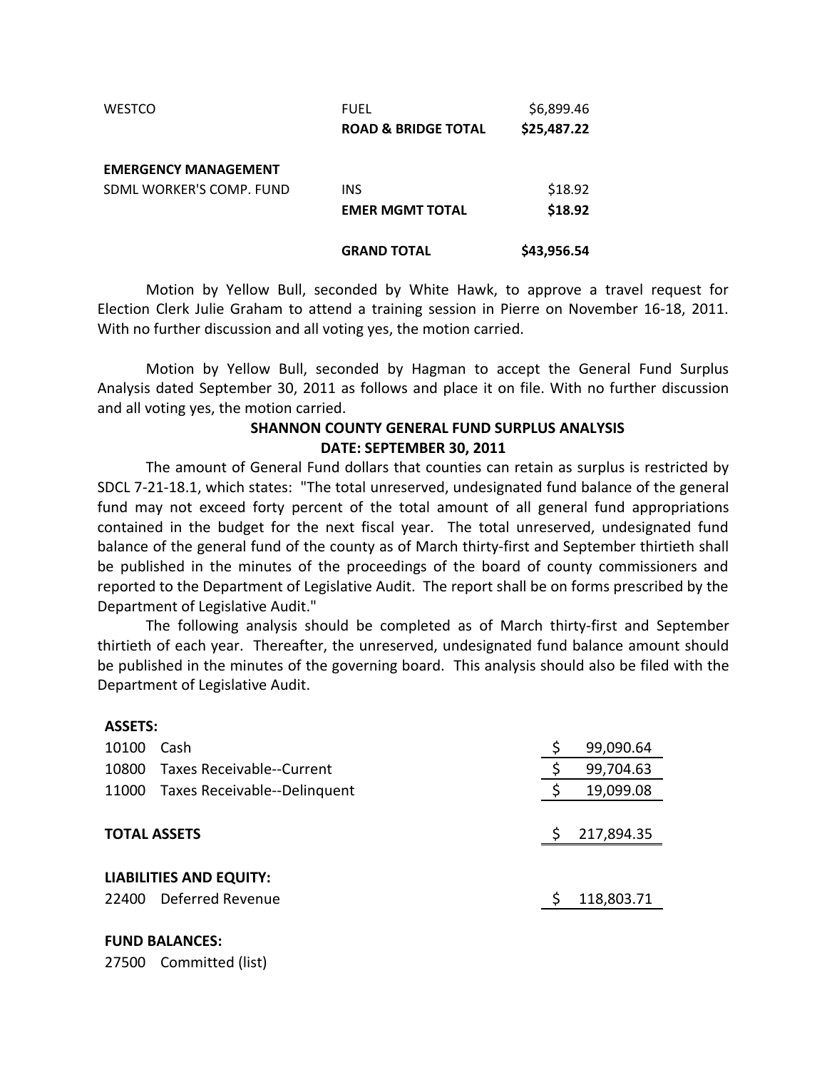| | | |
|---|---|---|
| WESTCO | FUEL | $6,899.46 |
| | **ROAD & BRIDGE TOTAL** | **$25,487.22** |
| | | |
| **EMERGENCY MANAGEMENT** | | |
| SDML WORKER'S COMP. FUND | INS | $18.92 |
| | **EMER MGMT TOTAL** | **$18.92** |
| | | |
| | **GRAND TOTAL** | **$43,956.54** |

Motion by Yellow Bull, seconded by White Hawk, to approve a travel request for Election Clerk Julie Graham to attend a training session in Pierre on November 16-18, 2011. With no further discussion and all voting yes, the motion carried.

Motion by Yellow Bull, seconded by Hagman to accept the General Fund Surplus Analysis dated September 30, 2011 as follows and place it on file. With no further discussion and all voting yes, the motion carried.

**SHANNON COUNTY GENERAL FUND SURPLUS ANALYSIS**
**DATE: SEPTEMBER 30, 2011**

The amount of General Fund dollars that counties can retain as surplus is restricted by SDCL 7-21-18.1, which states: "The total unreserved, undesignated fund balance of the general fund may not exceed forty percent of the total amount of all general fund appropriations contained in the budget for the next fiscal year. The total unreserved, undesignated fund balance of the general fund of the county as of March thirty-first and September thirtieth shall be published in the minutes of the proceedings of the board of county commissioners and reported to the Department of Legislative Audit. The report shall be on forms prescribed by the Department of Legislative Audit."

The following analysis should be completed as of March thirty-first and September thirtieth of each year. Thereafter, the unreserved, undesignated fund balance amount should be published in the minutes of the governing board. This analysis should also be filed with the Department of Legislative Audit.

| | | |
|---|---|---|
| **ASSETS:** | | |
| 10100 | Cash | $ 99,090.64 |
| 10800 | Taxes Receivable--Current | $ 99,704.63 |
| 11000 | Taxes Receivable--Delinquent | $ 19,099.08 |
| | | |
| **TOTAL ASSETS** | | $ 217,894.35 |
| | | |
| **LIABILITIES AND EQUITY:** | | |
| 22400 | Deferred Revenue | $ 118,803.71 |
| | | |
| **FUND BALANCES:** | | |
| 27500 | Committed (list) | |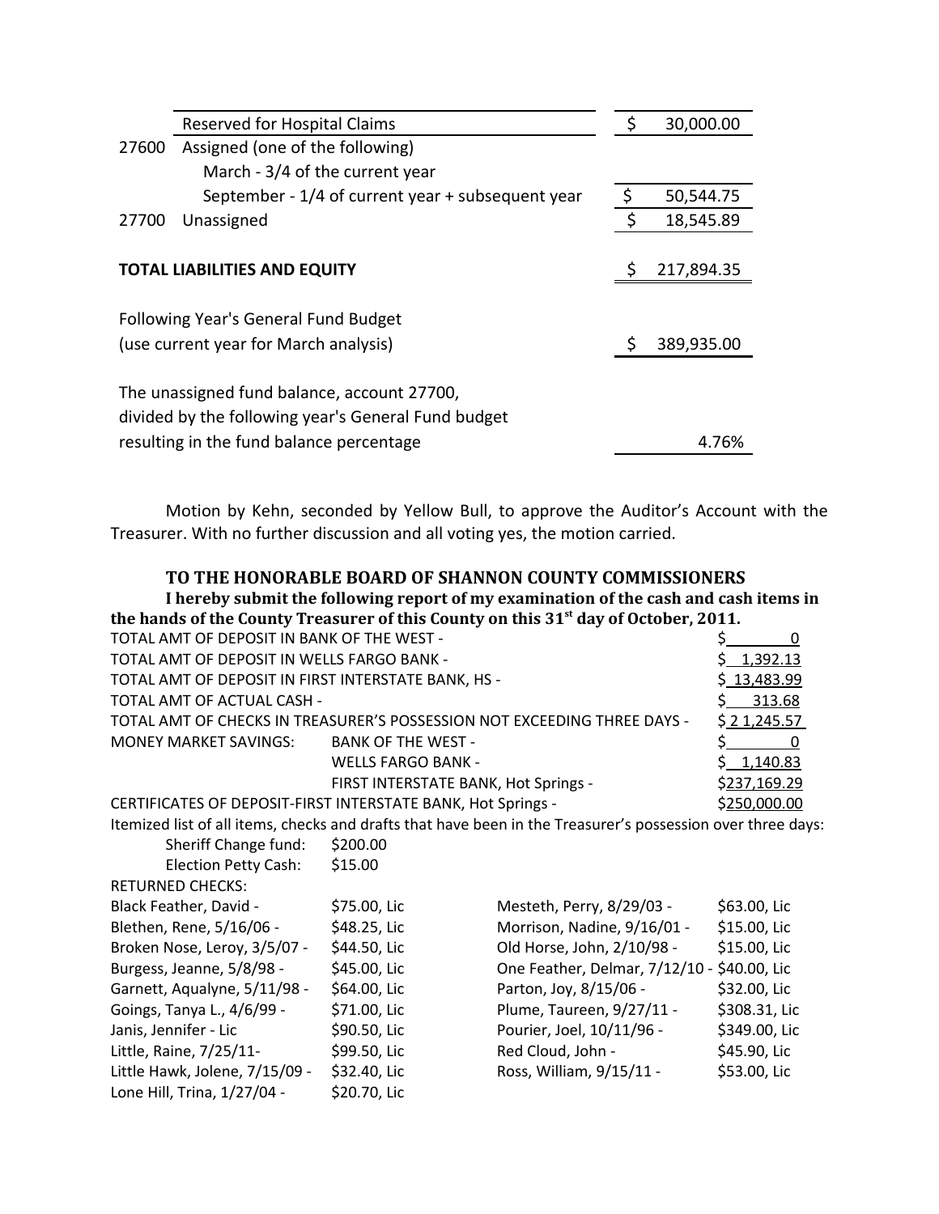| | | | |
|---|---|---|---|
| | Reserved for Hospital Claims | $ | 30,000.00 |
| 27600 | Assigned (one of the following) | | |
| | March - 3/4 of the current year | | |
| | September - 1/4 of current year + subsequent year | $ | 50,544.75 |
| 27700 | Unassigned | $ | 18,545.89 |
| | | | |
| **TOTAL LIABILITIES AND EQUITY** | | $ | 217,894.35 |
| | | | |
| Following Year's General Fund Budget (use current year for March analysis) | | $ | 389,935.00 |
| | | | |
| The unassigned fund balance, account 27700, divided by the following year's General Fund budget resulting in the fund balance percentage | | | 4.76% |

Motion by Kehn, seconded by Yellow Bull, to approve the Auditor's Account with the Treasurer. With no further discussion and all voting yes, the motion carried.

**TO THE HONORABLE BOARD OF SHANNON COUNTY COMMISSIONERS**

**I hereby submit the following report of my examination of the cash and cash items in the hands of the County Treasurer of this County on this 31st day of October, 2011.**

| | | |
|---|---|---|
| TOTAL AMT OF DEPOSIT IN BANK OF THE WEST - | | $ 0 |
| TOTAL AMT OF DEPOSIT IN WELLS FARGO BANK - | | $ 1,392.13 |
| TOTAL AMT OF DEPOSIT IN FIRST INTERSTATE BANK, HS - | | $ 13,483.99 |
| TOTAL AMT OF ACTUAL CASH - | | $ 313.68 |
| TOTAL AMT OF CHECKS IN TREASURER'S POSSESSION NOT EXCEEDING THREE DAYS - | | $ 21,245.57 |
| MONEY MARKET SAVINGS: | BANK OF THE WEST - | $ 0 |
| | WELLS FARGO BANK - | $ 1,140.83 |
| | FIRST INTERSTATE BANK, Hot Springs - | $237,169.29 |
| CERTIFICATES OF DEPOSIT-FIRST INTERSTATE BANK, Hot Springs - | | $250,000.00 |

Itemized list of all items, checks and drafts that have been in the Treasurer's possession over three days:

| | |
|---|---|
| Sheriff Change fund: | $200.00 |
| Election Petty Cash: | $15.00 |

RETURNED CHECKS:

| | | | |
|---|---|---|---|
| Black Feather, David - | $75.00, Lic | Mesteth, Perry, 8/29/03 - | $63.00, Lic |
| Blethen, Rene, 5/16/06 - | $48.25, Lic | Morrison, Nadine, 9/16/01 - | $15.00, Lic |
| Broken Nose, Leroy, 3/5/07 - | $44.50, Lic | Old Horse, John, 2/10/98 - | $15.00, Lic |
| Burgess, Jeanne, 5/8/98 - | $45.00, Lic | One Feather, Delmar, 7/12/10 - | $40.00, Lic |
| Garnett, Aqualyne, 5/11/98 - | $64.00, Lic | Parton, Joy, 8/15/06 - | $32.00, Lic |
| Goings, Tanya L., 4/6/99 - | $71.00, Lic | Plume, Taureen, 9/27/11 - | $308.31, Lic |
| Janis, Jennifer - Lic | $90.50, Lic | Pourier, Joel, 10/11/96 - | $349.00, Lic |
| Little, Raine, 7/25/11- | $99.50, Lic | Red Cloud, John - | $45.90, Lic |
| Little Hawk, Jolene, 7/15/09 - | $32.40, Lic | Ross, William, 9/15/11 - | $53.00, Lic |
| Lone Hill, Trina, 1/27/04 - | $20.70, Lic | | |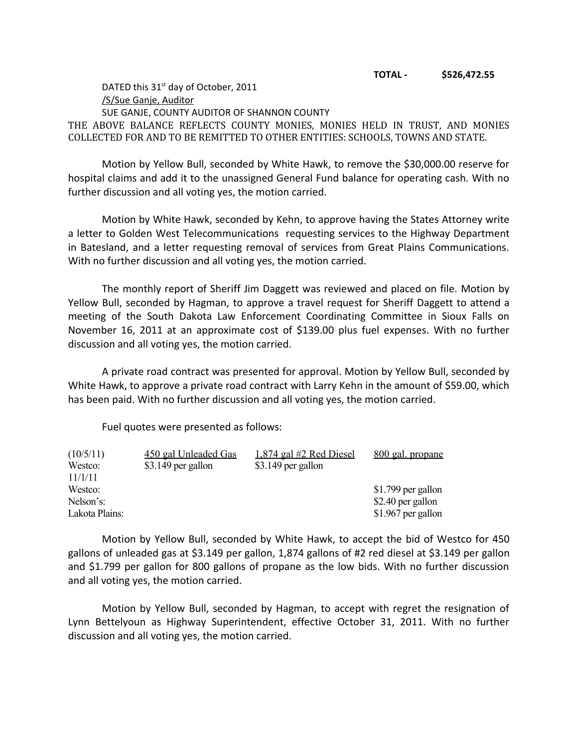**TOTAL - $526,472.55**

DATED this 31st day of October, 2011
/S/Sue Ganje, Auditor
SUE GANJE, COUNTY AUDITOR OF SHANNON COUNTY
THE ABOVE BALANCE REFLECTS COUNTY MONIES, MONIES HELD IN TRUST, AND MONIES COLLECTED FOR AND TO BE REMITTED TO OTHER ENTITIES: SCHOOLS, TOWNS AND STATE.

Motion by Yellow Bull, seconded by White Hawk, to remove the $30,000.00 reserve for hospital claims and add it to the unassigned General Fund balance for operating cash. With no further discussion and all voting yes, the motion carried.

Motion by White Hawk, seconded by Kehn, to approve having the States Attorney write a letter to Golden West Telecommunications requesting services to the Highway Department in Batesland, and a letter requesting removal of services from Great Plains Communications. With no further discussion and all voting yes, the motion carried.

The monthly report of Sheriff Jim Daggett was reviewed and placed on file. Motion by Yellow Bull, seconded by Hagman, to approve a travel request for Sheriff Daggett to attend a meeting of the South Dakota Law Enforcement Coordinating Committee in Sioux Falls on November 16, 2011 at an approximate cost of $139.00 plus fuel expenses. With no further discussion and all voting yes, the motion carried.

A private road contract was presented for approval. Motion by Yellow Bull, seconded by White Hawk, to approve a private road contract with Larry Kehn in the amount of $59.00, which has been paid. With no further discussion and all voting yes, the motion carried.

Fuel quotes were presented as follows:

| (10/5/11) | 450 gal Unleaded Gas | 1,874 gal #2 Red Diesel | 800 gal. propane |
|---|---|---|---|
| Westco: | $3.149 per gallon | $3.149 per gallon | |
| 11/1/11 | | | |
| Westco: | | | $1.799 per gallon |
| Nelson's: | | | $2.40 per gallon |
| Lakota Plains: | | | $1.967 per gallon |

Motion by Yellow Bull, seconded by White Hawk, to accept the bid of Westco for 450 gallons of unleaded gas at $3.149 per gallon, 1,874 gallons of #2 red diesel at $3.149 per gallon and $1.799 per gallon for 800 gallons of propane as the low bids. With no further discussion and all voting yes, the motion carried.

Motion by Yellow Bull, seconded by Hagman, to accept with regret the resignation of Lynn Bettelyoun as Highway Superintendent, effective October 31, 2011. With no further discussion and all voting yes, the motion carried.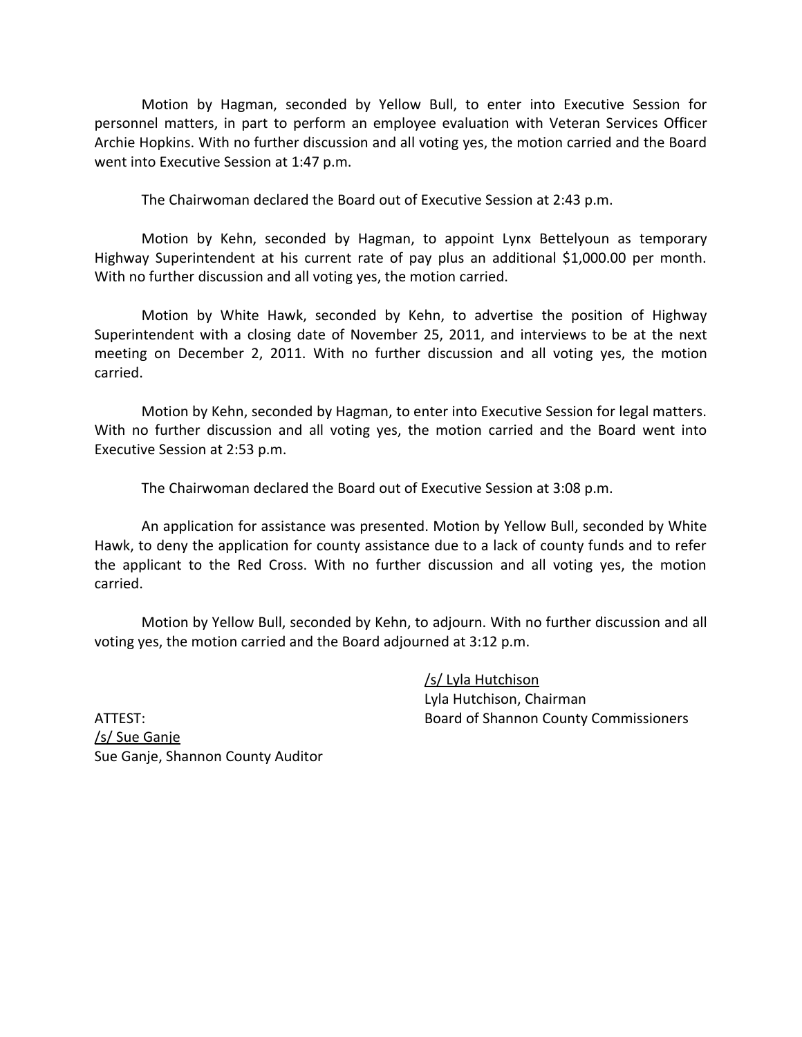Motion by Hagman, seconded by Yellow Bull, to enter into Executive Session for personnel matters, in part to perform an employee evaluation with Veteran Services Officer Archie Hopkins. With no further discussion and all voting yes, the motion carried and the Board went into Executive Session at 1:47 p.m.

The Chairwoman declared the Board out of Executive Session at 2:43 p.m.

Motion by Kehn, seconded by Hagman, to appoint Lynx Bettelyoun as temporary Highway Superintendent at his current rate of pay plus an additional $1,000.00 per month. With no further discussion and all voting yes, the motion carried.

Motion by White Hawk, seconded by Kehn, to advertise the position of Highway Superintendent with a closing date of November 25, 2011, and interviews to be at the next meeting on December 2, 2011. With no further discussion and all voting yes, the motion carried.

Motion by Kehn, seconded by Hagman, to enter into Executive Session for legal matters. With no further discussion and all voting yes, the motion carried and the Board went into Executive Session at 2:53 p.m.

The Chairwoman declared the Board out of Executive Session at 3:08 p.m.

An application for assistance was presented. Motion by Yellow Bull, seconded by White Hawk, to deny the application for county assistance due to a lack of county funds and to refer the applicant to the Red Cross. With no further discussion and all voting yes, the motion carried.

Motion by Yellow Bull, seconded by Kehn, to adjourn. With no further discussion and all voting yes, the motion carried and the Board adjourned at 3:12 p.m.

/s/ Lyla Hutchison
Lyla Hutchison, Chairman
Board of Shannon County Commissioners

ATTEST:
/s/ Sue Ganje
Sue Ganje, Shannon County Auditor